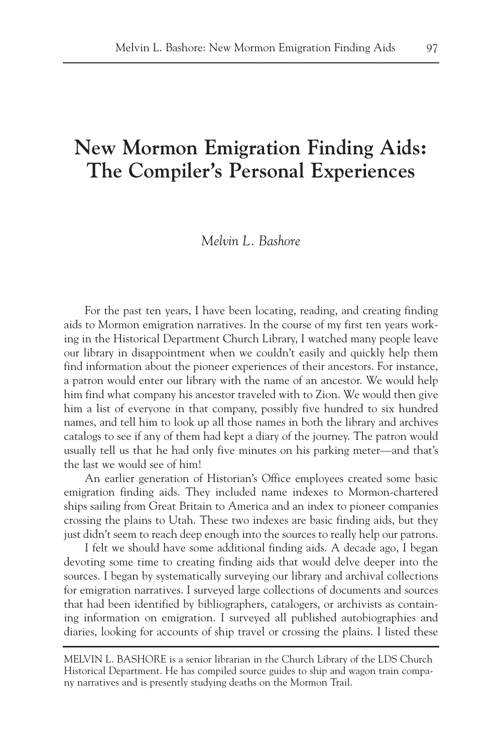# New Mormon Emigration Finding Aids: The Compiler's Personal Experiences

*Melvin L. Bashore*

For the past ten years, I have been locating, reading, and creating finding aids to Mormon emigration narratives. In the course of my first ten years working in the Historical Department Church Library, I watched many people leave our library in disappointment when we couldn't easily and quickly help them find information about the pioneer experiences of their ancestors. For instance, a patron would enter our library with the name of an ancestor. We would help him find what company his ancestor traveled with to Zion. We would then give him a list of everyone in that company, possibly five hundred to six hundred names, and tell him to look up all those names in both the library and archives catalogs to see if any of them had kept a diary of the journey. The patron would usually tell us that he had only five minutes on his parking meter—and that's the last we would see of him!

An earlier generation of Historian's Office employees created some basic emigration finding aids. They included name indexes to Mormon-chartered ships sailing from Great Britain to America and an index to pioneer companies crossing the plains to Utah. These two indexes are basic finding aids, but they just didn't seem to reach deep enough into the sources to really help our patrons.

I felt we should have some additional finding aids. A decade ago, I began devoting some time to creating finding aids that would delve deeper into the sources. I began by systematically surveying our library and archival collections for emigration narratives. I surveyed large collections of documents and sources that had been identified by bibliographers, catalogers, or archivists as containing information on emigration. I surveyed all published autobiographies and diaries, looking for accounts of ship travel or crossing the plains. I listed these

---

MELVIN L. BASHORE is a senior librarian in the Church Library of the LDS Church Historical Department. He has compiled source guides to ship and wagon train company narratives and is presently studying deaths on the Mormon Trail.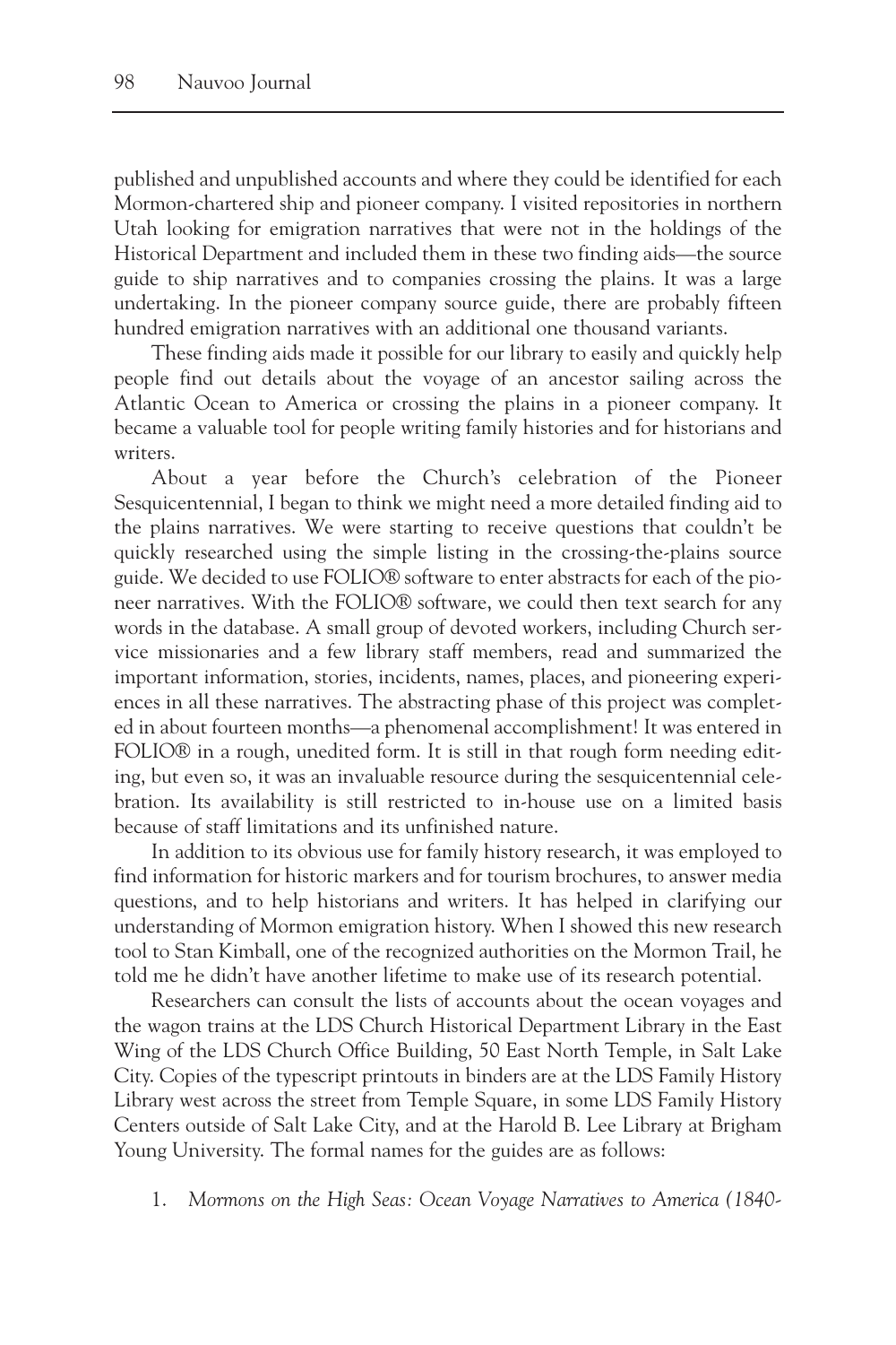published and unpublished accounts and where they could be identified for each Mormon-chartered ship and pioneer company. I visited repositories in northern Utah looking for emigration narratives that were not in the holdings of the Historical Department and included them in these two finding aids—the source guide to ship narratives and to companies crossing the plains. It was a large undertaking. In the pioneer company source guide, there are probably fifteen hundred emigration narratives with an additional one thousand variants.

These finding aids made it possible for our library to easily and quickly help people find out details about the voyage of an ancestor sailing across the Atlantic Ocean to America or crossing the plains in a pioneer company. It became a valuable tool for people writing family histories and for historians and writers.

About a year before the Church's celebration of the Pioneer Sesquicentennial, I began to think we might need a more detailed finding aid to the plains narratives. We were starting to receive questions that couldn't be quickly researched using the simple listing in the crossing-the-plains source guide. We decided to use FOLIO® software to enter abstracts for each of the pioneer narratives. With the FOLIO® software, we could then text search for any words in the database. A small group of devoted workers, including Church service missionaries and a few library staff members, read and summarized the important information, stories, incidents, names, places, and pioneering experiences in all these narratives. The abstracting phase of this project was completed in about fourteen months—a phenomenal accomplishment! It was entered in FOLIO® in a rough, unedited form. It is still in that rough form needing editing, but even so, it was an invaluable resource during the sesquicentennial celebration. Its availability is still restricted to in-house use on a limited basis because of staff limitations and its unfinished nature.

In addition to its obvious use for family history research, it was employed to find information for historic markers and for tourism brochures, to answer media questions, and to help historians and writers. It has helped in clarifying our understanding of Mormon emigration history. When I showed this new research tool to Stan Kimball, one of the recognized authorities on the Mormon Trail, he told me he didn't have another lifetime to make use of its research potential.

Researchers can consult the lists of accounts about the ocean voyages and the wagon trains at the LDS Church Historical Department Library in the East Wing of the LDS Church Office Building, 50 East North Temple, in Salt Lake City. Copies of the typescript printouts in binders are at the LDS Family History Library west across the street from Temple Square, in some LDS Family History Centers outside of Salt Lake City, and at the Harold B. Lee Library at Brigham Young University. The formal names for the guides are as follows:

1. *Mormons on the High Seas: Ocean Voyage Narratives to America (1840-*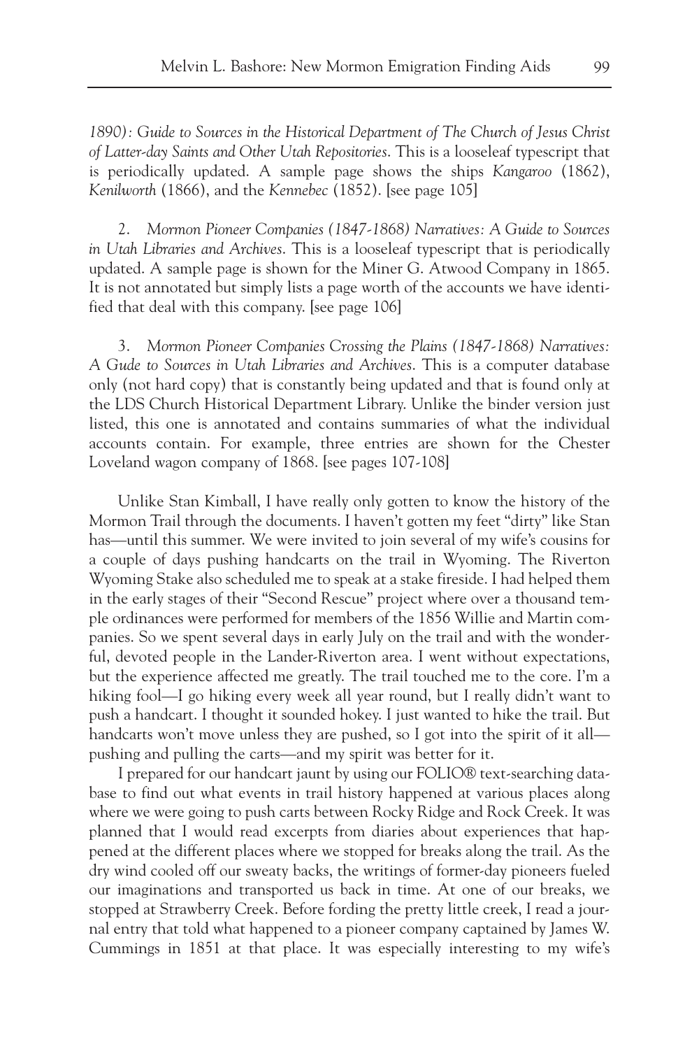*1890): Guide to Sources in the Historical Department of The Church of Jesus Christ of Latter-day Saints and Other Utah Repositories*. This is a looseleaf typescript that is periodically updated. A sample page shows the ships *Kangaroo* (1862), *Kenilworth* (1866), and the *Kennebec* (1852). [see page 105]

2. *Mormon Pioneer Companies (1847-1868) Narratives: A Guide to Sources in Utah Libraries and Archives*. This is a looseleaf typescript that is periodically updated. A sample page is shown for the Miner G. Atwood Company in 1865. It is not annotated but simply lists a page worth of the accounts we have identified that deal with this company. [see page 106]

3. *Mormon Pioneer Companies Crossing the Plains (1847-1868) Narratives: A Gude to Sources in Utah Libraries and Archives*. This is a computer database only (not hard copy) that is constantly being updated and that is found only at the LDS Church Historical Department Library. Unlike the binder version just listed, this one is annotated and contains summaries of what the individual accounts contain. For example, three entries are shown for the Chester Loveland wagon company of 1868. [see pages 107-108]

Unlike Stan Kimball, I have really only gotten to know the history of the Mormon Trail through the documents. I haven't gotten my feet "dirty" like Stan has—until this summer. We were invited to join several of my wife's cousins for a couple of days pushing handcarts on the trail in Wyoming. The Riverton Wyoming Stake also scheduled me to speak at a stake fireside. I had helped them in the early stages of their "Second Rescue" project where over a thousand temple ordinances were performed for members of the 1856 Willie and Martin companies. So we spent several days in early July on the trail and with the wonderful, devoted people in the Lander-Riverton area. I went without expectations, but the experience affected me greatly. The trail touched me to the core. I'm a hiking fool—I go hiking every week all year round, but I really didn't want to push a handcart. I thought it sounded hokey. I just wanted to hike the trail. But handcarts won't move unless they are pushed, so I got into the spirit of it all—pushing and pulling the carts—and my spirit was better for it.

I prepared for our handcart jaunt by using our FOLIO® text-searching database to find out what events in trail history happened at various places along where we were going to push carts between Rocky Ridge and Rock Creek. It was planned that I would read excerpts from diaries about experiences that happened at the different places where we stopped for breaks along the trail. As the dry wind cooled off our sweaty backs, the writings of former-day pioneers fueled our imaginations and transported us back in time. At one of our breaks, we stopped at Strawberry Creek. Before fording the pretty little creek, I read a journal entry that told what happened to a pioneer company captained by James W. Cummings in 1851 at that place. It was especially interesting to my wife's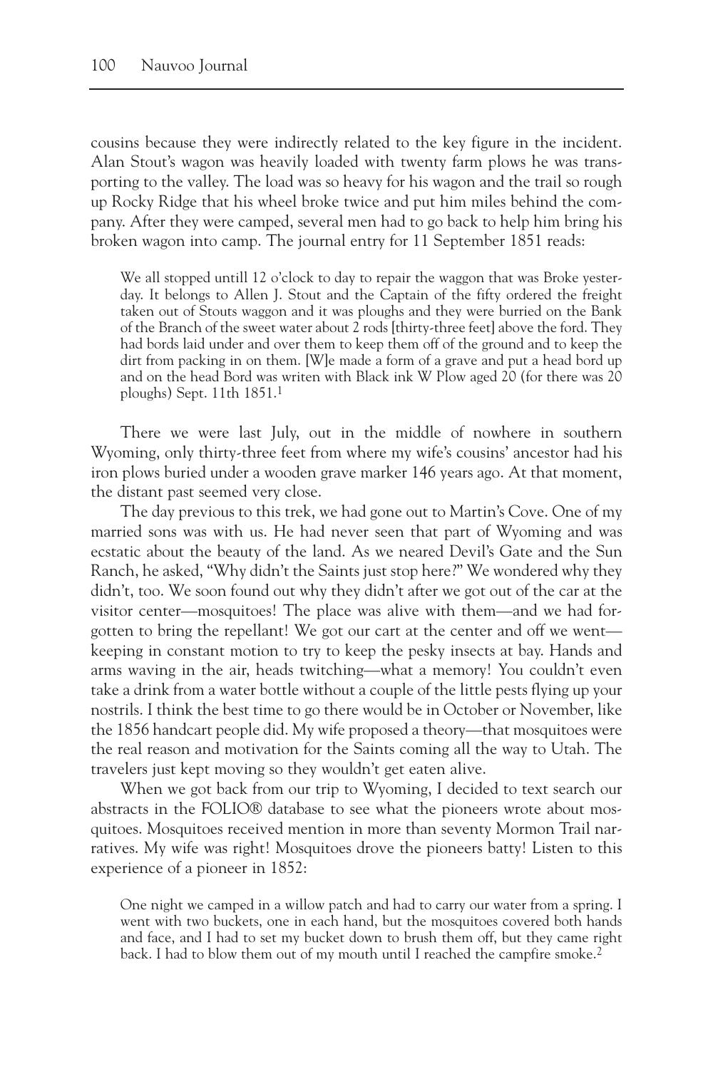cousins because they were indirectly related to the key figure in the incident. Alan Stout's wagon was heavily loaded with twenty farm plows he was transporting to the valley. The load was so heavy for his wagon and the trail so rough up Rocky Ridge that his wheel broke twice and put him miles behind the company. After they were camped, several men had to go back to help him bring his broken wagon into camp. The journal entry for 11 September 1851 reads:

> We all stopped untill 12 o'clock to day to repair the waggon that was Broke yesterday. It belongs to Allen J. Stout and the Captain of the fifty ordered the freight taken out of Stouts waggon and it was ploughs and they were burried on the Bank of the Branch of the sweet water about 2 rods [thirty-three feet] above the ford. They had bords laid under and over them to keep them off of the ground and to keep the dirt from packing in on them. [W]e made a form of a grave and put a head bord up and on the head Bord was writen with Black ink W Plow aged 20 (for there was 20 ploughs) Sept. 11th 1851.[1]

There we were last July, out in the middle of nowhere in southern Wyoming, only thirty-three feet from where my wife's cousins' ancestor had his iron plows buried under a wooden grave marker 146 years ago. At that moment, the distant past seemed very close.

The day previous to this trek, we had gone out to Martin's Cove. One of my married sons was with us. He had never seen that part of Wyoming and was ecstatic about the beauty of the land. As we neared Devil's Gate and the Sun Ranch, he asked, "Why didn't the Saints just stop here?" We wondered why they didn't, too. We soon found out why they didn't after we got out of the car at the visitor center—mosquitoes! The place was alive with them—and we had forgotten to bring the repellant! We got our cart at the center and off we went—keeping in constant motion to try to keep the pesky insects at bay. Hands and arms waving in the air, heads twitching—what a memory! You couldn't even take a drink from a water bottle without a couple of the little pests flying up your nostrils. I think the best time to go there would be in October or November, like the 1856 handcart people did. My wife proposed a theory—that mosquitoes were the real reason and motivation for the Saints coming all the way to Utah. The travelers just kept moving so they wouldn't get eaten alive.

When we got back from our trip to Wyoming, I decided to text search our abstracts in the FOLIO® database to see what the pioneers wrote about mosquitoes. Mosquitoes received mention in more than seventy Mormon Trail narratives. My wife was right! Mosquitoes drove the pioneers batty! Listen to this experience of a pioneer in 1852:

> One night we camped in a willow patch and had to carry our water from a spring. I went with two buckets, one in each hand, but the mosquitoes covered both hands and face, and I had to set my bucket down to brush them off, but they came right back. I had to blow them out of my mouth until I reached the campfire smoke.[2]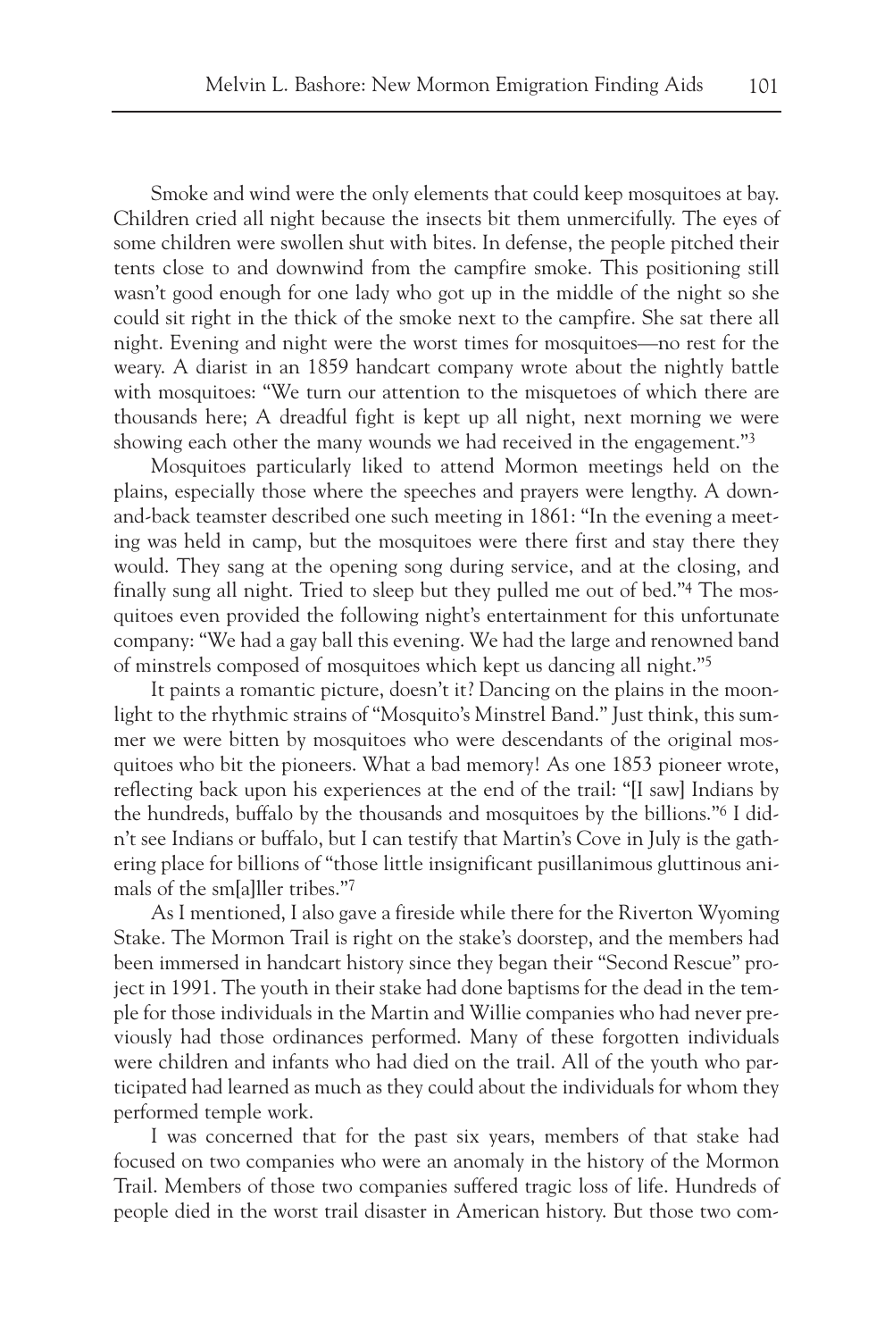Smoke and wind were the only elements that could keep mosquitoes at bay. Children cried all night because the insects bit them unmercifully. The eyes of some children were swollen shut with bites. In defense, the people pitched their tents close to and downwind from the campfire smoke. This positioning still wasn't good enough for one lady who got up in the middle of the night so she could sit right in the thick of the smoke next to the campfire. She sat there all night. Evening and night were the worst times for mosquitoes—no rest for the weary. A diarist in an 1859 handcart company wrote about the nightly battle with mosquitoes: "We turn our attention to the misquetoes of which there are thousands here; A dreadful fight is kept up all night, next morning we were showing each other the many wounds we had received in the engagement."[3]

Mosquitoes particularly liked to attend Mormon meetings held on the plains, especially those where the speeches and prayers were lengthy. A down-and-back teamster described one such meeting in 1861: "In the evening a meeting was held in camp, but the mosquitoes were there first and stay there they would. They sang at the opening song during service, and at the closing, and finally sung all night. Tried to sleep but they pulled me out of bed."[4] The mosquitoes even provided the following night's entertainment for this unfortunate company: "We had a gay ball this evening. We had the large and renowned band of minstrels composed of mosquitoes which kept us dancing all night."[5]

It paints a romantic picture, doesn't it? Dancing on the plains in the moonlight to the rhythmic strains of "Mosquito's Minstrel Band." Just think, this summer we were bitten by mosquitoes who were descendants of the original mosquitoes who bit the pioneers. What a bad memory! As one 1853 pioneer wrote, reflecting back upon his experiences at the end of the trail: "[I saw] Indians by the hundreds, buffalo by the thousands and mosquitoes by the billions."[6] I didn't see Indians or buffalo, but I can testify that Martin's Cove in July is the gathering place for billions of "those little insignificant pusillanimous gluttinous animals of the sm[a]ller tribes."[7]

As I mentioned, I also gave a fireside while there for the Riverton Wyoming Stake. The Mormon Trail is right on the stake's doorstep, and the members had been immersed in handcart history since they began their "Second Rescue" project in 1991. The youth in their stake had done baptisms for the dead in the temple for those individuals in the Martin and Willie companies who had never previously had those ordinances performed. Many of these forgotten individuals were children and infants who had died on the trail. All of the youth who participated had learned as much as they could about the individuals for whom they performed temple work.

I was concerned that for the past six years, members of that stake had focused on two companies who were an anomaly in the history of the Mormon Trail. Members of those two companies suffered tragic loss of life. Hundreds of people died in the worst trail disaster in American history. But those two com-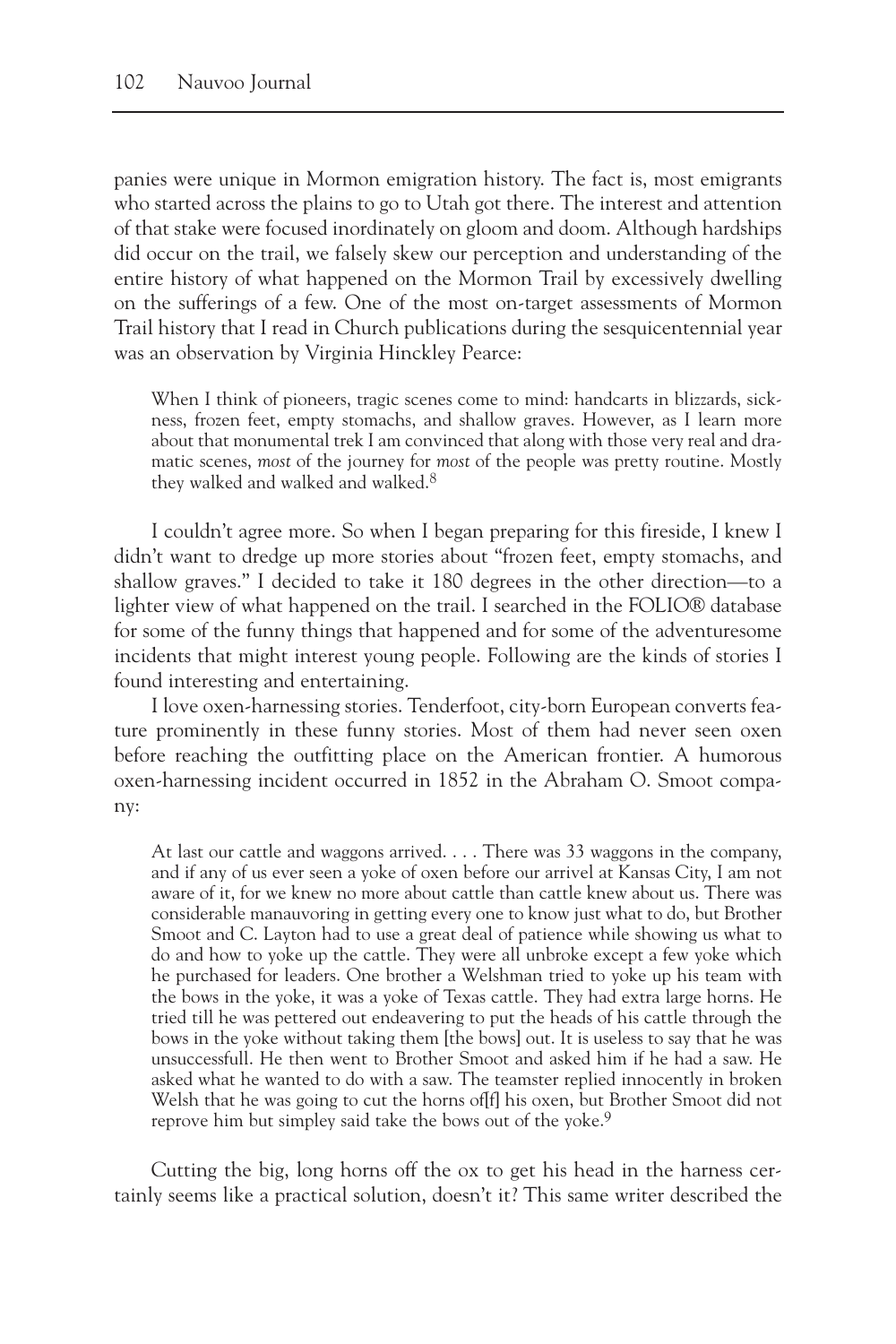panies were unique in Mormon emigration history. The fact is, most emigrants who started across the plains to go to Utah got there. The interest and attention of that stake were focused inordinately on gloom and doom. Although hardships did occur on the trail, we falsely skew our perception and understanding of the entire history of what happened on the Mormon Trail by excessively dwelling on the sufferings of a few. One of the most on-target assessments of Mormon Trail history that I read in Church publications during the sesquicentennial year was an observation by Virginia Hinckley Pearce:

> When I think of pioneers, tragic scenes come to mind: handcarts in blizzards, sickness, frozen feet, empty stomachs, and shallow graves. However, as I learn more about that monumental trek I am convinced that along with those very real and dramatic scenes, *most* of the journey for *most* of the people was pretty routine. Mostly they walked and walked and walked.[8]

I couldn't agree more. So when I began preparing for this fireside, I knew I didn't want to dredge up more stories about "frozen feet, empty stomachs, and shallow graves." I decided to take it 180 degrees in the other direction—to a lighter view of what happened on the trail. I searched in the FOLIO® database for some of the funny things that happened and for some of the adventuresome incidents that might interest young people. Following are the kinds of stories I found interesting and entertaining.

I love oxen-harnessing stories. Tenderfoot, city-born European converts feature prominently in these funny stories. Most of them had never seen oxen before reaching the outfitting place on the American frontier. A humorous oxen-harnessing incident occurred in 1852 in the Abraham O. Smoot company:

> At last our cattle and waggons arrived. . . . There was 33 waggons in the company, and if any of us ever seen a yoke of oxen before our arrivel at Kansas City, I am not aware of it, for we knew no more about cattle than cattle knew about us. There was considerable manauvoring in getting every one to know just what to do, but Brother Smoot and C. Layton had to use a great deal of patience while showing us what to do and how to yoke up the cattle. They were all unbroke except a few yoke which he purchased for leaders. One brother a Welshman tried to yoke up his team with the bows in the yoke, it was a yoke of Texas cattle. They had extra large horns. He tried till he was pettered out endeavering to put the heads of his cattle through the bows in the yoke without taking them [the bows] out. It is useless to say that he was unsuccessfull. He then went to Brother Smoot and asked him if he had a saw. He asked what he wanted to do with a saw. The teamster replied innocently in broken Welsh that he was going to cut the horns of[f] his oxen, but Brother Smoot did not reprove him but simpley said take the bows out of the yoke.[9]

Cutting the big, long horns off the ox to get his head in the harness certainly seems like a practical solution, doesn't it? This same writer described the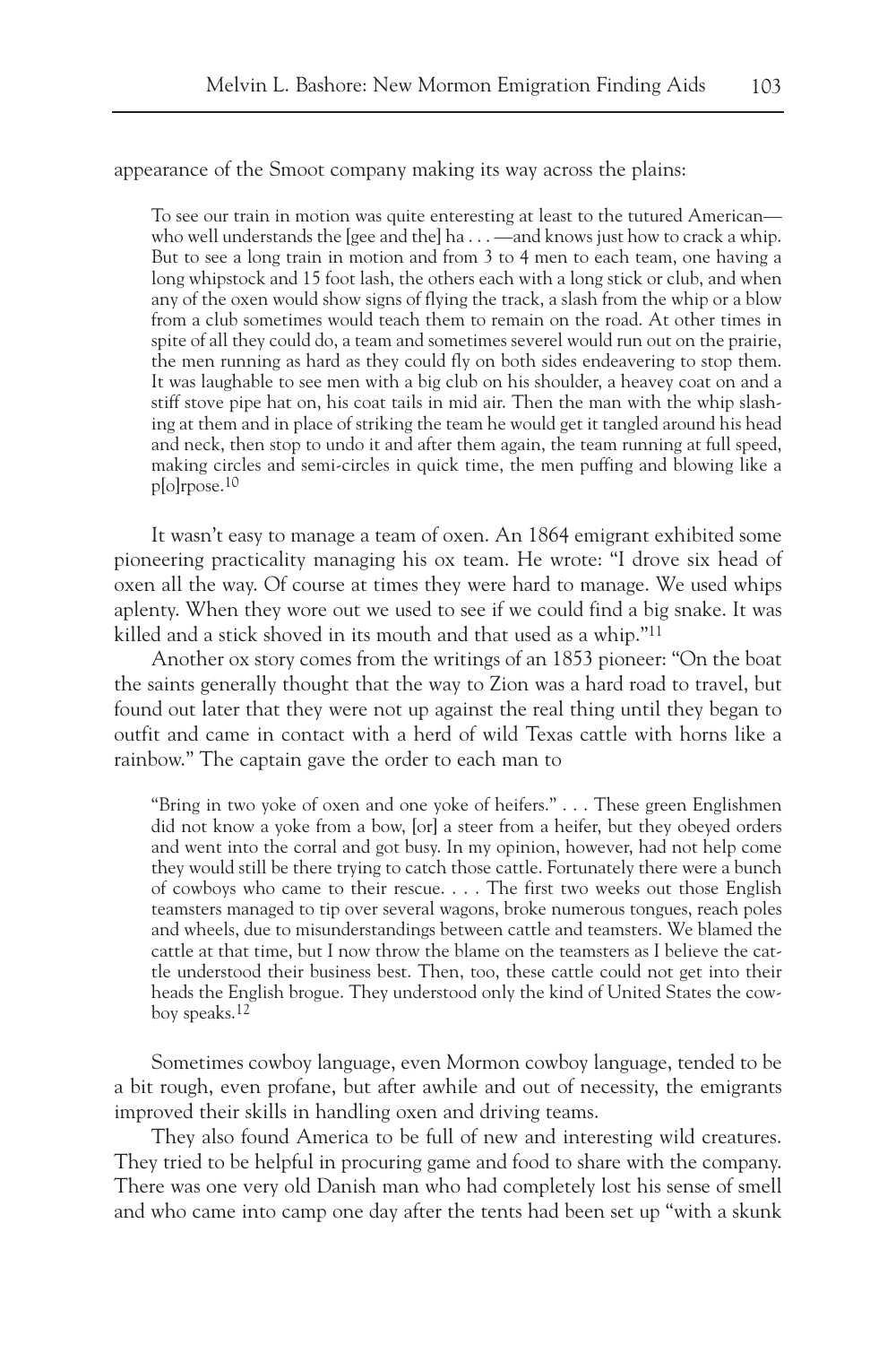appearance of the Smoot company making its way across the plains:

> To see our train in motion was quite enteresting at least to the tutured American—who well understands the [gee and the] ha . . . —and knows just how to crack a whip. But to see a long train in motion and from 3 to 4 men to each team, one having a long whipstock and 15 foot lash, the others each with a long stick or club, and when any of the oxen would show signs of flying the track, a slash from the whip or a blow from a club sometimes would teach them to remain on the road. At other times in spite of all they could do, a team and sometimes severel would run out on the prairie, the men running as hard as they could fly on both sides endeavering to stop them. It was laughable to see men with a big club on his shoulder, a heavey coat on and a stiff stove pipe hat on, his coat tails in mid air. Then the man with the whip slashing at them and in place of striking the team he would get it tangled around his head and neck, then stop to undo it and after them again, the team running at full speed, making circles and semi-circles in quick time, the men puffing and blowing like a p[o]rpose.[10]

It wasn't easy to manage a team of oxen. An 1864 emigrant exhibited some pioneering practicality managing his ox team. He wrote: "I drove six head of oxen all the way. Of course at times they were hard to manage. We used whips aplenty. When they wore out we used to see if we could find a big snake. It was killed and a stick shoved in its mouth and that used as a whip."[11]

Another ox story comes from the writings of an 1853 pioneer: "On the boat the saints generally thought that the way to Zion was a hard road to travel, but found out later that they were not up against the real thing until they began to outfit and came in contact with a herd of wild Texas cattle with horns like a rainbow." The captain gave the order to each man to

> "Bring in two yoke of oxen and one yoke of heifers." . . . These green Englishmen did not know a yoke from a bow, [or] a steer from a heifer, but they obeyed orders and went into the corral and got busy. In my opinion, however, had not help come they would still be there trying to catch those cattle. Fortunately there were a bunch of cowboys who came to their rescue. . . . The first two weeks out those English teamsters managed to tip over several wagons, broke numerous tongues, reach poles and wheels, due to misunderstandings between cattle and teamsters. We blamed the cattle at that time, but I now throw the blame on the teamsters as I believe the cattle understood their business best. Then, too, these cattle could not get into their heads the English brogue. They understood only the kind of United States the cowboy speaks.[12]

Sometimes cowboy language, even Mormon cowboy language, tended to be a bit rough, even profane, but after awhile and out of necessity, the emigrants improved their skills in handling oxen and driving teams.

They also found America to be full of new and interesting wild creatures. They tried to be helpful in procuring game and food to share with the company. There was one very old Danish man who had completely lost his sense of smell and who came into camp one day after the tents had been set up "with a skunk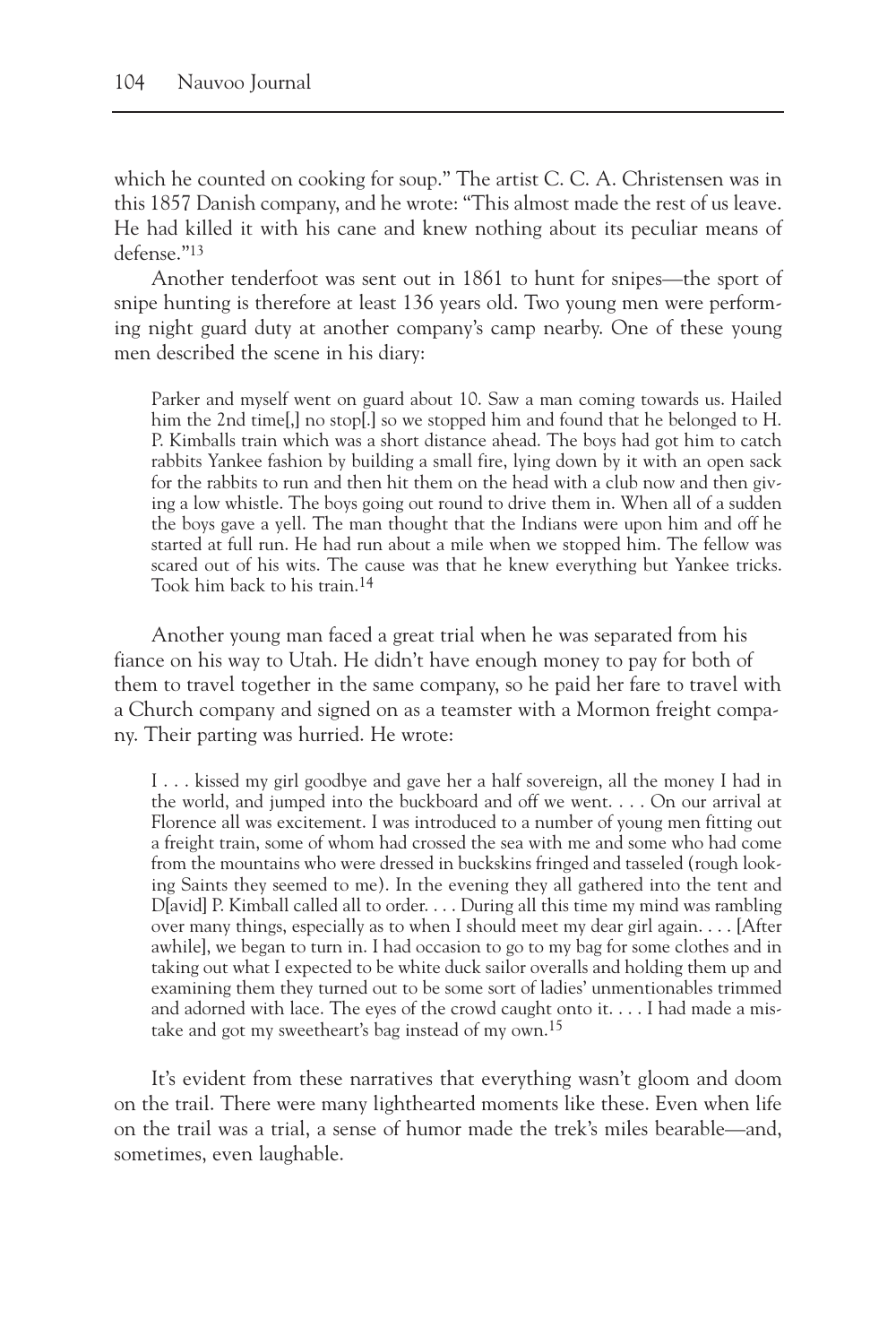which he counted on cooking for soup." The artist C. C. A. Christensen was in this 1857 Danish company, and he wrote: "This almost made the rest of us leave. He had killed it with his cane and knew nothing about its peculiar means of defense."[13]

Another tenderfoot was sent out in 1861 to hunt for snipes—the sport of snipe hunting is therefore at least 136 years old. Two young men were performing night guard duty at another company's camp nearby. One of these young men described the scene in his diary:

> Parker and myself went on guard about 10. Saw a man coming towards us. Hailed him the 2nd time[,] no stop[.] so we stopped him and found that he belonged to H. P. Kimballs train which was a short distance ahead. The boys had got him to catch rabbits Yankee fashion by building a small fire, lying down by it with an open sack for the rabbits to run and then hit them on the head with a club now and then giving a low whistle. The boys going out round to drive them in. When all of a sudden the boys gave a yell. The man thought that the Indians were upon him and off he started at full run. He had run about a mile when we stopped him. The fellow was scared out of his wits. The cause was that he knew everything but Yankee tricks. Took him back to his train.[14]

Another young man faced a great trial when he was separated from his fiance on his way to Utah. He didn't have enough money to pay for both of them to travel together in the same company, so he paid her fare to travel with a Church company and signed on as a teamster with a Mormon freight company. Their parting was hurried. He wrote:

> I . . . kissed my girl goodbye and gave her a half sovereign, all the money I had in the world, and jumped into the buckboard and off we went. . . . On our arrival at Florence all was excitement. I was introduced to a number of young men fitting out a freight train, some of whom had crossed the sea with me and some who had come from the mountains who were dressed in buckskins fringed and tasseled (rough looking Saints they seemed to me). In the evening they all gathered into the tent and D[avid] P. Kimball called all to order. . . . During all this time my mind was rambling over many things, especially as to when I should meet my dear girl again. . . . [After awhile], we began to turn in. I had occasion to go to my bag for some clothes and in taking out what I expected to be white duck sailor overalls and holding them up and examining them they turned out to be some sort of ladies' unmentionables trimmed and adorned with lace. The eyes of the crowd caught onto it. . . . I had made a mistake and got my sweetheart's bag instead of my own.[15]

It's evident from these narratives that everything wasn't gloom and doom on the trail. There were many lighthearted moments like these. Even when life on the trail was a trial, a sense of humor made the trek's miles bearable—and, sometimes, even laughable.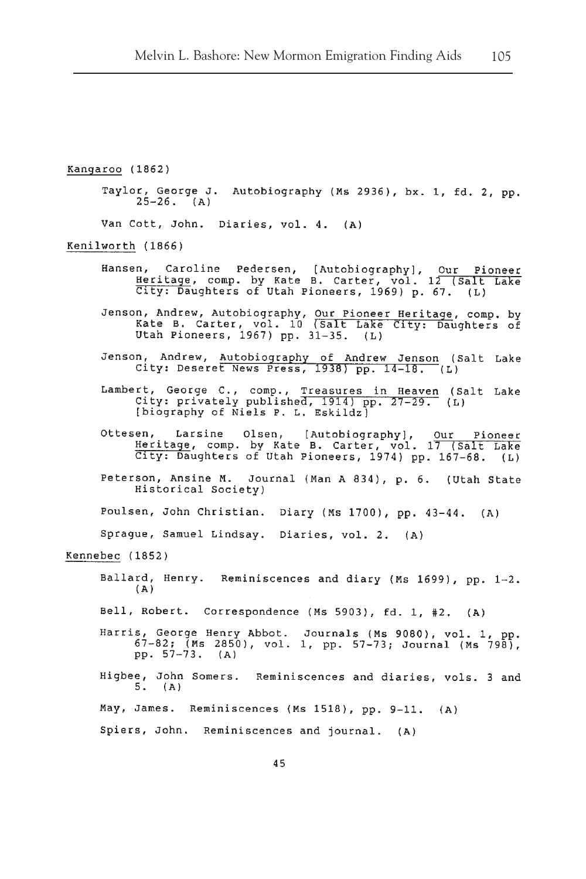Kangaroo (1862)

Taylor, George J. Autobiography (Ms 2936), bx. 1, fd. 2, pp. 25–26. (A)

Van Cott, John. Diaries, vol. 4. (A)

Kenilworth (1866)

Hansen, Caroline Pedersen, [Autobiography], Our Pioneer Heritage, comp. by Kate B. Carter, vol. 12 (Salt Lake City: Daughters of Utah Pioneers, 1969) p. 67. (L)

Jenson, Andrew, Autobiography, Our Pioneer Heritage, comp. by Kate B. Carter, vol. 10 (Salt Lake City: Daughters of Utah Pioneers, 1967) pp. 31–35. (L)

Jenson, Andrew, Autobiography of Andrew Jenson (Salt Lake City: Deseret News Press, 1938) pp. 14–18. (L)

Lambert, George C., comp., Treasures in Heaven (Salt Lake City: privately published, 1914) pp. 27–29. (L) [biography of Niels P. L. Eskildz]

Ottesen, Larsine Olsen, [Autobiography], Our Pioneer Heritage, comp. by Kate B. Carter, vol. 17 (Salt Lake City: Daughters of Utah Pioneers, 1974) pp. 167–68. (L)

Peterson, Ansine M. Journal (Man A 834), p. 6. (Utah State Historical Society)

Poulsen, John Christian. Diary (Ms 1700), pp. 43–44. (A)

Sprague, Samuel Lindsay. Diaries, vol. 2. (A)

Kennebec (1852)

Ballard, Henry. Reminiscences and diary (Ms 1699), pp. 1–2. (A)

Bell, Robert. Correspondence (Ms 5903), fd. 1, #2. (A)

Harris, George Henry Abbot. Journals (Ms 9080), vol. 1, pp. 67–82; (Ms 2850), vol. 1, pp. 57–73; Journal (Ms 798), pp. 57–73. (A)

Higbee, John Somers. Reminiscences and diaries, vols. 3 and 5. (A)

May, James. Reminiscences (Ms 1518), pp. 9–11. (A)

Spiers, John. Reminiscences and journal. (A)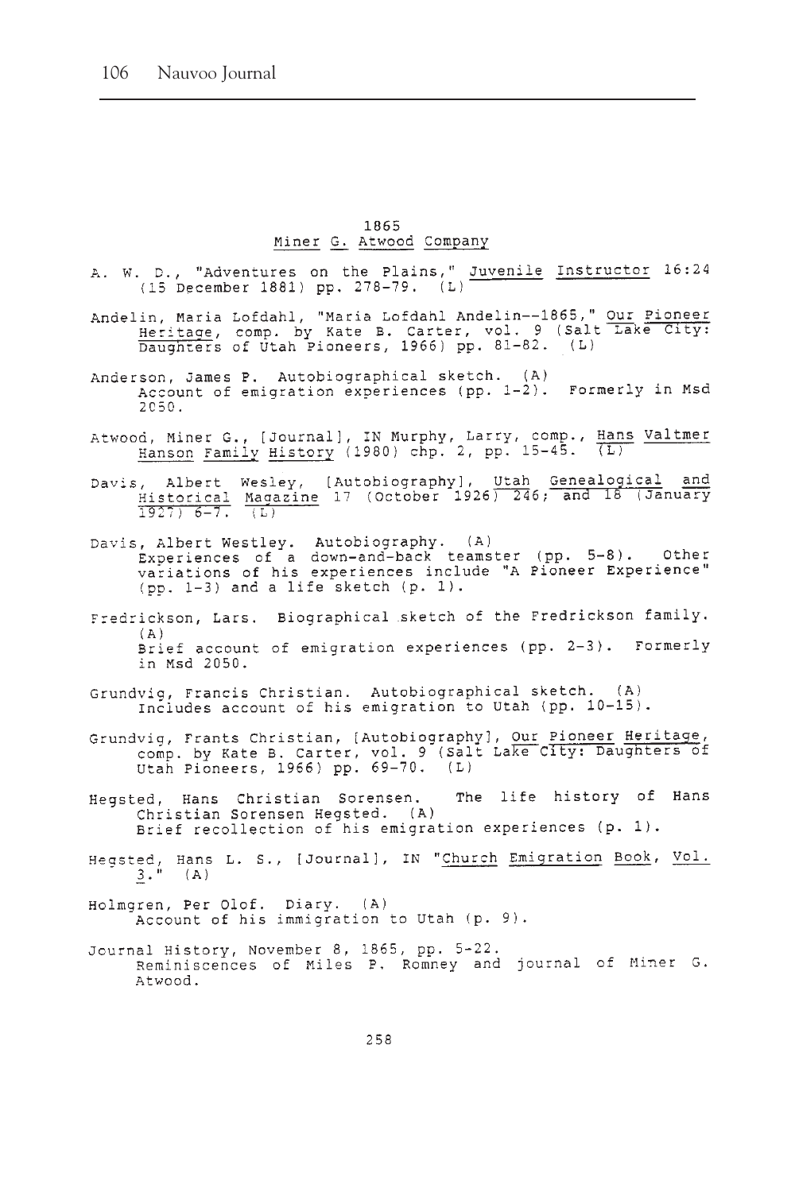## 1865
## Miner G. Atwood Company

A. W. D., "Adventures on the Plains," _Juvenile Instructor_ 16:24 (15 December 1881) pp. 278–79. (L)

Andelin, Maria Lofdahl, "Maria Lofdahl Andelin--1865," _Our Pioneer Heritage_, comp. by Kate B. Carter, vol. 9 (Salt Lake City: Daughters of Utah Pioneers, 1966) pp. 81–82. (L)

Anderson, James P. Autobiographical sketch. (A)
Account of emigration experiences (pp. 1–2). Formerly in Msd 2050.

Atwood, Miner G., [Journal], IN Murphy, Larry, comp., _Hans Valtmer Hanson Family History_ (1980) chp. 2, pp. 15–45. (L)

Davis, Albert Wesley, [Autobiography], _Utah Genealogical and Historical Magazine_ 17 (October 1926) 246; and 18 (January 1927) 6–7. (L)

Davis, Albert Westley. Autobiography. (A)
Experiences of a down-and-back teamster (pp. 5–8). Other variations of his experiences include "A Pioneer Experience" (pp. 1–3) and a life sketch (p. 1).

Fredrickson, Lars. Biographical sketch of the Fredrickson family. (A)
Brief account of emigration experiences (pp. 2–3). Formerly in Msd 2050.

Grundvig, Francis Christian. Autobiographical sketch. (A)
Includes account of his emigration to Utah (pp. 10–15).

Grundvig, Frants Christian, [Autobiography], _Our Pioneer Heritage_, comp. by Kate B. Carter, vol. 9 (Salt Lake City: Daughters of Utah Pioneers, 1966) pp. 69–70. (L)

Hegsted, Hans Christian Sorensen. The life history of Hans Christian Sorensen Hegsted. (A)
Brief recollection of his emigration experiences (p. 1).

Hegsted, Hans L. S., [Journal], IN "_Church Emigration Book, Vol. 3_." (A)

Holmgren, Per Olof. Diary. (A)
Account of his immigration to Utah (p. 9).

Journal History, November 8, 1865, pp. 5–22.
Reminiscences of Miles P. Romney and journal of Miner G. Atwood.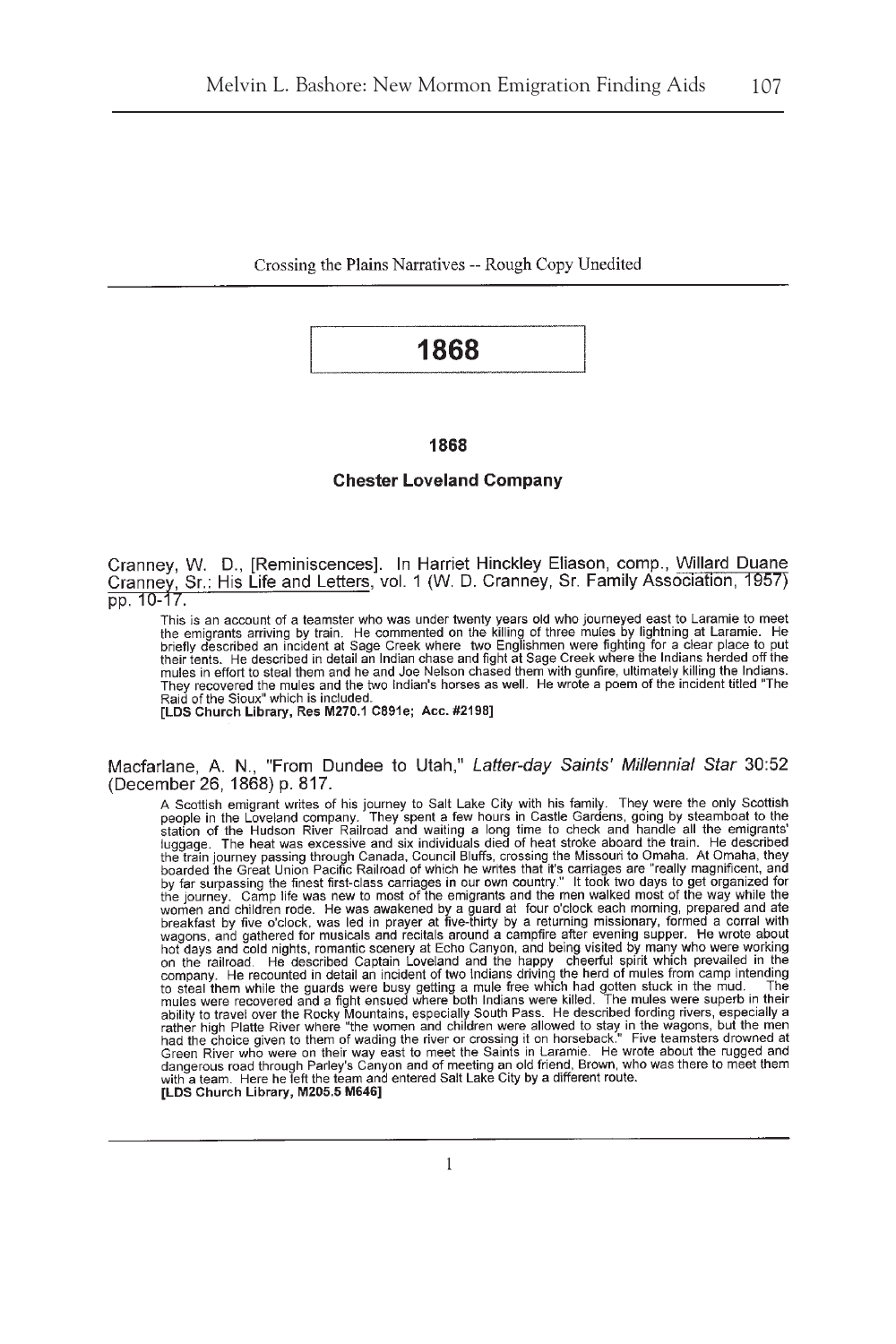Crossing the Plains Narratives -- Rough Copy Unedited

# 1868

### 1868

### Chester Loveland Company

Cranney, W. D., [Reminiscences]. In Harriet Hinckley Eliason, comp., Willard Duane Cranney, Sr.: His Life and Letters, vol. 1 (W. D. Cranney, Sr. Family Association, 1957) pp. 10-17.

This is an account of a teamster who was under twenty years old who journeyed east to Laramie to meet the emigrants arriving by train. He commented on the killing of three mules by lightning at Laramie. He briefly described an incident at Sage Creek where two Englishmen were fighting for a clear place to put their tents. He described in detail an Indian chase and fight at Sage Creek where the Indians herded off the mules in effort to steal them and he and Joe Nelson chased them with gunfire, ultimately killing the Indians. They recovered the mules and the two Indian's horses as well. He wrote a poem of the incident titled "The Raid of the Sioux" which is included.
**[LDS Church Library, Res M270.1 C891e; Acc. #2198]**

Macfarlane, A. N., "From Dundee to Utah," *Latter-day Saints' Millennial Star* 30:52 (December 26, 1868) p. 817.

A Scottish emigrant writes of his journey to Salt Lake City with his family. They were the only Scottish people in the Loveland company. They spent a few hours in Castle Gardens, going by steamboat to the station of the Hudson River Railroad and waiting a long time to check and handle all the emigrants' luggage. The heat was excessive and six individuals died of heat stroke aboard the train. He described the train journey passing through Canada, Council Bluffs, crossing the Missouri to Omaha. At Omaha, they boarded the Great Union Pacific Railroad of which he writes that it's carriages are "really magnificent, and by far surpassing the finest first-class carriages in our own country." It took two days to get organized for the journey. Camp life was new to most of the emigrants and the men walked most of the way while the women and children rode. He was awakened by a guard at four o'clock each morning, prepared and ate breakfast by five o'clock, was led in prayer at five-thirty by a returning missionary, formed a corral with wagons, and gathered for musicals and recitals around a campfire after evening supper. He wrote about hot days and cold nights, romantic scenery at Echo Canyon, and being visited by many who were working on the railroad. He described Captain Loveland and the happy cheerful spirit which prevailed in the company. He recounted in detail an incident of two Indians driving the herd of mules from camp intending to steal them while the guards were busy getting a mule free which had gotten stuck in the mud. The mules were recovered and a fight ensued where both Indians were killed. The mules were superb in their ability to travel over the Rocky Mountains, especially South Pass. He described fording rivers, especially a rather high Platte River where "the women and children were allowed to stay in the wagons, but the men had the choice given to them of wading the river or crossing it on horseback." Five teamsters drowned at Green River who were on their way east to meet the Saints in Laramie. He wrote about the rugged and dangerous road through Parley's Canyon and of meeting an old friend, Brown, who was there to meet them with a team. Here he left the team and entered Salt Lake City by a different route.
**[LDS Church Library, M205.5 M646]**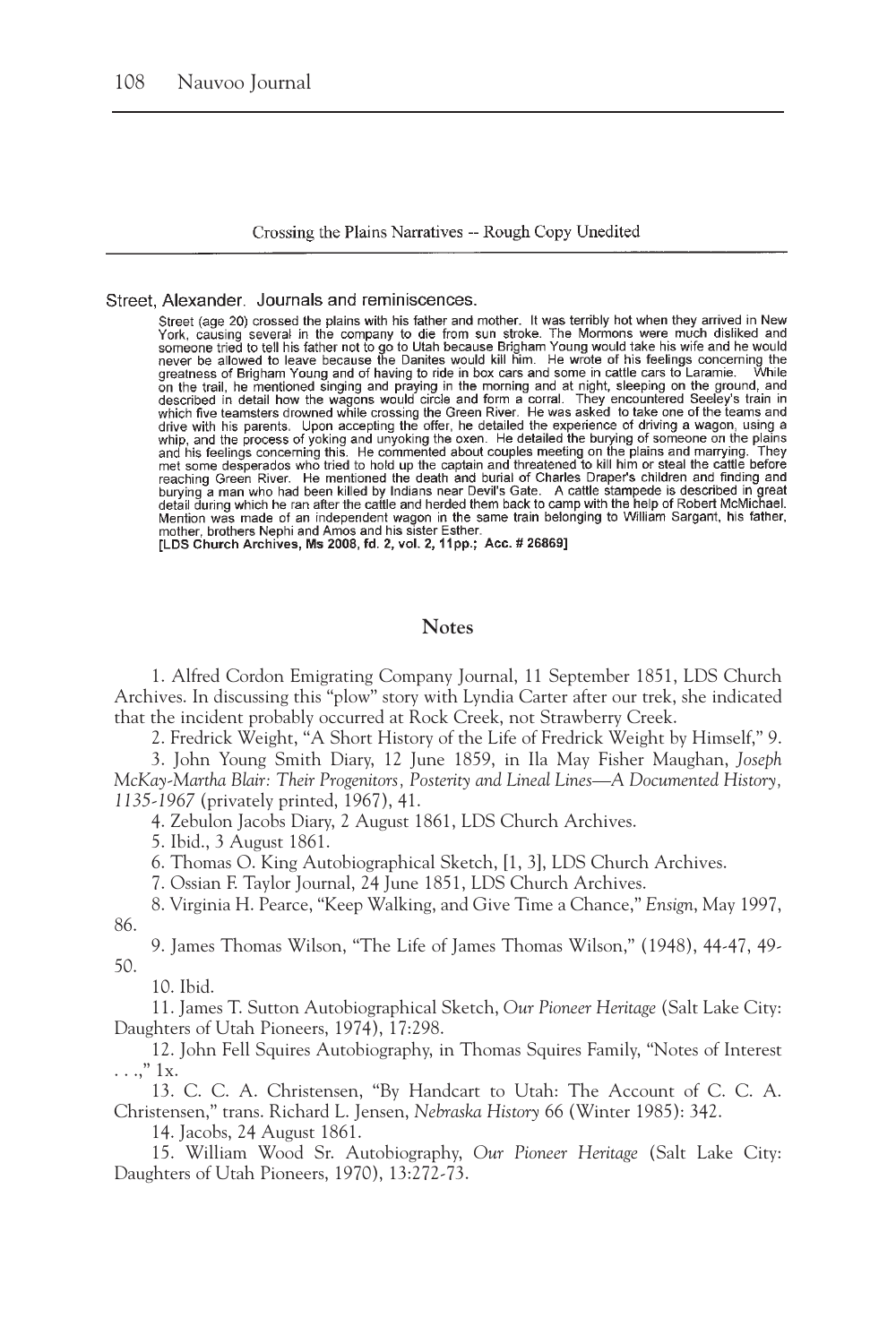Crossing the Plains Narratives -- Rough Copy Unedited

**Street, Alexander. Journals and reminiscences.**

Street (age 20) crossed the plains with his father and mother. It was terribly hot when they arrived in New York, causing several in the company to die from sun stroke. The Mormons were much disliked and someone tried to tell his father not to go to Utah because Brigham Young would take his wife and he would never be allowed to leave because the Danites would kill him. He wrote of his feelings concerning the greatness of Brigham Young and of having to ride in box cars and some in cattle cars to Laramie. While on the trail, he mentioned singing and praying in the morning and at night, sleeping on the ground, and described in detail how the wagons would circle and form a corral. They encountered Seeley's train in which five teamsters drowned while crossing the Green River. He was asked to take one of the teams and drive with his parents. Upon accepting the offer, he detailed the experience of driving a wagon, using a whip, and the process of yoking and unyoking the oxen. He detailed the burying of someone on the plains and his feelings concerning this. He commented about couples meeting on the plains and marrying. They met some desperados who tried to hold up the captain and threatened to kill him or steal the cattle before reaching Green River. He mentioned the death and burial of Charles Draper's children and finding and burying a man who had been killed by Indians near Devil's Gate. A cattle stampede is described in great detail during which he ran after the cattle and herded them back to camp with the help of Robert McMichael. Mention was made of an independent wagon in the same train belonging to William Sargant, his father, mother, brothers Nephi and Amos and his sister Esther.
**[LDS Church Archives, Ms 2008, fd. 2, vol. 2, 11pp.; Acc. # 26869]**

## Notes

1. Alfred Cordon Emigrating Company Journal, 11 September 1851, LDS Church Archives. In discussing this "plow" story with Lyndia Carter after our trek, she indicated that the incident probably occurred at Rock Creek, not Strawberry Creek.

2. Fredrick Weight, "A Short History of the Life of Fredrick Weight by Himself," 9.

3. John Young Smith Diary, 12 June 1859, in Ila May Fisher Maughan, *Joseph McKay-Martha Blair: Their Progenitors, Posterity and Lineal Lines—A Documented History, 1135-1967* (privately printed, 1967), 41.

4. Zebulon Jacobs Diary, 2 August 1861, LDS Church Archives.

5. Ibid., 3 August 1861.

6. Thomas O. King Autobiographical Sketch, [1, 3], LDS Church Archives.

7. Ossian F. Taylor Journal, 24 June 1851, LDS Church Archives.

8. Virginia H. Pearce, "Keep Walking, and Give Time a Chance," *Ensign*, May 1997, 86.

9. James Thomas Wilson, "The Life of James Thomas Wilson," (1948), 44-47, 49-50.

10. Ibid.

11. James T. Sutton Autobiographical Sketch, *Our Pioneer Heritage* (Salt Lake City: Daughters of Utah Pioneers, 1974), 17:298.

12. John Fell Squires Autobiography, in Thomas Squires Family, "Notes of Interest . . .," 1x.

13. C. C. A. Christensen, "By Handcart to Utah: The Account of C. C. A. Christensen," trans. Richard L. Jensen, *Nebraska History* 66 (Winter 1985): 342.

14. Jacobs, 24 August 1861.

15. William Wood Sr. Autobiography, *Our Pioneer Heritage* (Salt Lake City: Daughters of Utah Pioneers, 1970), 13:272-73.